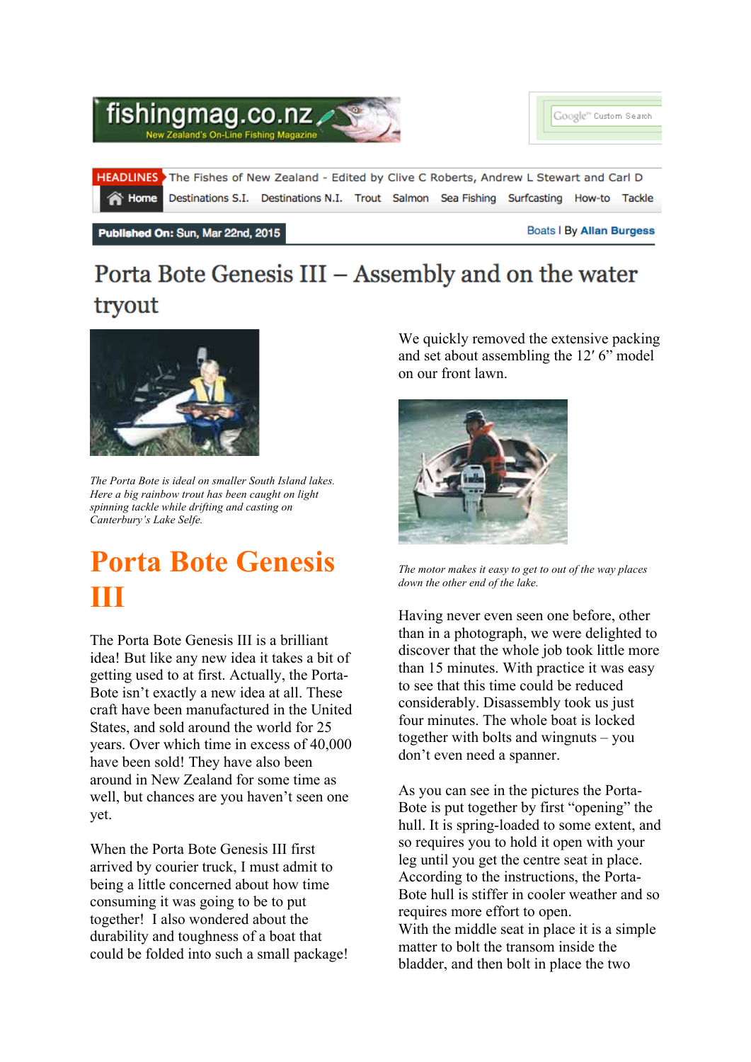fishingmag.co.nz
New Zealand's On-Line Fishing Magazine

HEADLINES The Fishes of New Zealand - Edited by Clive C Roberts, Andrew L Stewart and Carl D

Home Destinations S.I. Destinations N.I. Trout Salmon Sea Fishing Surfcasting How-to Tackle

**Published On:** Sun, Mar 22nd, 2015

Boats | By **Allan Burgess**

# Porta Bote Genesis III – Assembly and on the water tryout

*The Porta Bote is ideal on smaller South Island lakes. Here a big rainbow trout has been caught on light spinning tackle while drifting and casting on Canterbury's Lake Selfe.*

## Porta Bote Genesis III

The Porta Bote Genesis III is a brilliant idea! But like any new idea it takes a bit of getting used to at first. Actually, the Porta-Bote isn't exactly a new idea at all. These craft have been manufactured in the United States, and sold around the world for 25 years. Over which time in excess of 40,000 have been sold! They have also been around in New Zealand for some time as well, but chances are you haven't seen one yet.

When the Porta Bote Genesis III first arrived by courier truck, I must admit to being a little concerned about how time consuming it was going to be to put together! I also wondered about the durability and toughness of a boat that could be folded into such a small package!

We quickly removed the extensive packing and set about assembling the 12′ 6" model on our front lawn.

*The motor makes it easy to get to out of the way places down the other end of the lake.*

Having never even seen one before, other than in a photograph, we were delighted to discover that the whole job took little more than 15 minutes. With practice it was easy to see that this time could be reduced considerably. Disassembly took us just four minutes. The whole boat is locked together with bolts and wingnuts – you don't even need a spanner.

As you can see in the pictures the Porta-Bote is put together by first "opening" the hull. It is spring-loaded to some extent, and so requires you to hold it open with your leg until you get the centre seat in place. According to the instructions, the Porta-Bote hull is stiffer in cooler weather and so requires more effort to open.
With the middle seat in place it is a simple matter to bolt the transom inside the bladder, and then bolt in place the two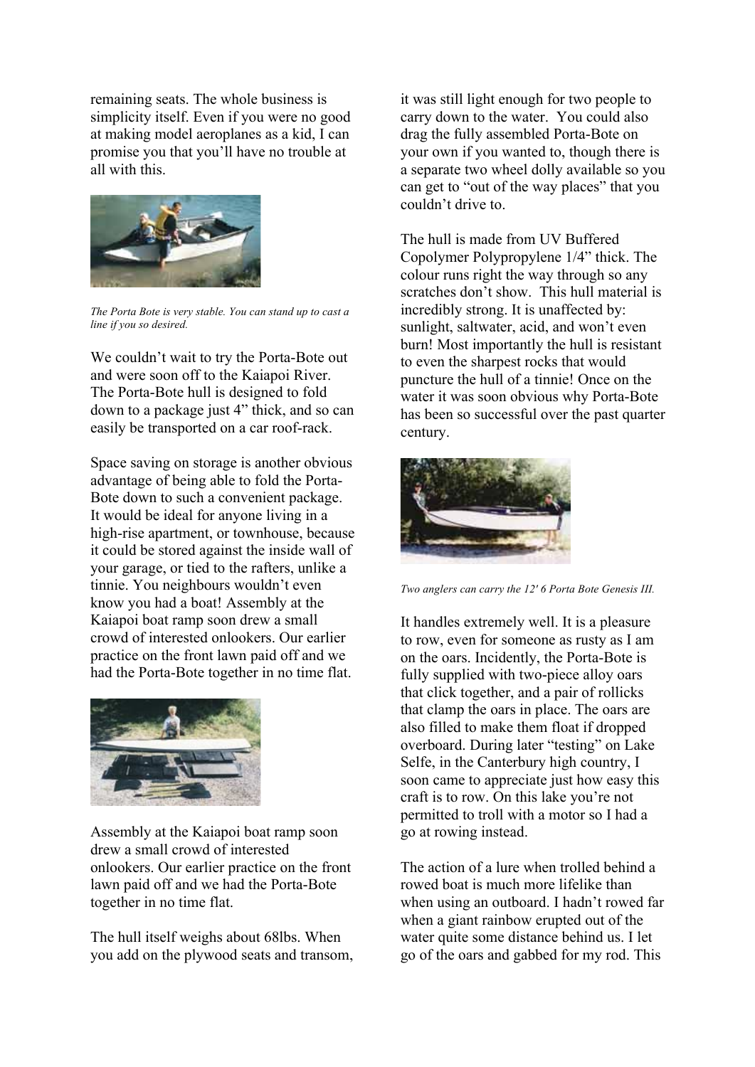remaining seats. The whole business is simplicity itself. Even if you were no good at making model aeroplanes as a kid, I can promise you that you'll have no trouble at all with this.

*The Porta Bote is very stable. You can stand up to cast a line if you so desired.*

We couldn't wait to try the Porta-Bote out and were soon off to the Kaiapoi River. The Porta-Bote hull is designed to fold down to a package just 4" thick, and so can easily be transported on a car roof-rack.

Space saving on storage is another obvious advantage of being able to fold the Porta-Bote down to such a convenient package. It would be ideal for anyone living in a high-rise apartment, or townhouse, because it could be stored against the inside wall of your garage, or tied to the rafters, unlike a tinnie. You neighbours wouldn't even know you had a boat! Assembly at the Kaiapoi boat ramp soon drew a small crowd of interested onlookers. Our earlier practice on the front lawn paid off and we had the Porta-Bote together in no time flat.

Assembly at the Kaiapoi boat ramp soon drew a small crowd of interested onlookers. Our earlier practice on the front lawn paid off and we had the Porta-Bote together in no time flat.

The hull itself weighs about 68lbs. When you add on the plywood seats and transom, it was still light enough for two people to carry down to the water. You could also drag the fully assembled Porta-Bote on your own if you wanted to, though there is a separate two wheel dolly available so you can get to "out of the way places" that you couldn't drive to.

The hull is made from UV Buffered Copolymer Polypropylene 1/4" thick. The colour runs right the way through so any scratches don't show. This hull material is incredibly strong. It is unaffected by: sunlight, saltwater, acid, and won't even burn! Most importantly the hull is resistant to even the sharpest rocks that would puncture the hull of a tinnie! Once on the water it was soon obvious why Porta-Bote has been so successful over the past quarter century.

*Two anglers can carry the 12' 6 Porta Bote Genesis III.*

It handles extremely well. It is a pleasure to row, even for someone as rusty as I am on the oars. Incidently, the Porta-Bote is fully supplied with two-piece alloy oars that click together, and a pair of rollicks that clamp the oars in place. The oars are also filled to make them float if dropped overboard. During later "testing" on Lake Selfe, in the Canterbury high country, I soon came to appreciate just how easy this craft is to row. On this lake you're not permitted to troll with a motor so I had a go at rowing instead.

The action of a lure when trolled behind a rowed boat is much more lifelike than when using an outboard. I hadn't rowed far when a giant rainbow erupted out of the water quite some distance behind us. I let go of the oars and gabbed for my rod. This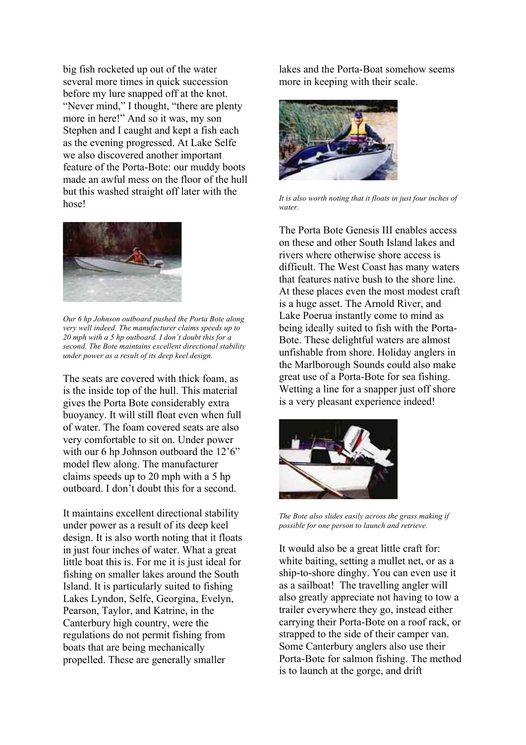big fish rocketed up out of the water several more times in quick succession before my lure snapped off at the knot. "Never mind," I thought, "there are plenty more in here!" And so it was, my son Stephen and I caught and kept a fish each as the evening progressed. At Lake Selfe we also discovered another important feature of the Porta-Bote: our muddy boots made an awful mess on the floor of the hull but this washed straight off later with the hose!

*Our 6 hp Johnson outboard pushed the Porta Bote along very well indeed. The manufacturer claims speeds up to 20 mph with a 5 hp outboard. I don't doubt this for a second. The Bote maintains excellent directional stability under power as a result of its deep keel design.*

The seats are covered with thick foam, as is the inside top of the hull. This material gives the Porta Bote considerably extra buoyancy. It will still float even when full of water. The foam covered seats are also very comfortable to sit on. Under power with our 6 hp Johnson outboard the 12'6" model flew along. The manufacturer claims speeds up to 20 mph with a 5 hp outboard. I don't doubt this for a second.

It maintains excellent directional stability under power as a result of its deep keel design. It is also worth noting that it floats in just four inches of water. What a great little boat this is. For me it is just ideal for fishing on smaller lakes around the South Island. It is particularly suited to fishing Lakes Lyndon, Selfe, Georgina, Evelyn, Pearson, Taylor, and Katrine, in the Canterbury high country, were the regulations do not permit fishing from boats that are being mechanically propelled. These are generally smaller lakes and the Porta-Boat somehow seems more in keeping with their scale.

*It is also worth noting that it floats in just four inches of water.*

The Porta Bote Genesis III enables access on these and other South Island lakes and rivers where otherwise shore access is difficult. The West Coast has many waters that features native bush to the shore line. At these places even the most modest craft is a huge asset. The Arnold River, and Lake Poerua instantly come to mind as being ideally suited to fish with the Porta-Bote. These delightful waters are almost unfishable from shore. Holiday anglers in the Marlborough Sounds could also make great use of a Porta-Bote for sea fishing. Wetting a line for a snapper just off shore is a very pleasant experience indeed!

*The Bote also slides easily across the grass making if possible for one person to launch and retrieve.*

It would also be a great little craft for: white baiting, setting a mullet net, or as a ship-to-shore dinghy. You can even use it as a sailboat! The travelling angler will also greatly appreciate not having to tow a trailer everywhere they go, instead either carrying their Porta-Bote on a roof rack, or strapped to the side of their camper van. Some Canterbury anglers also use their Porta-Bote for salmon fishing. The method is to launch at the gorge, and drift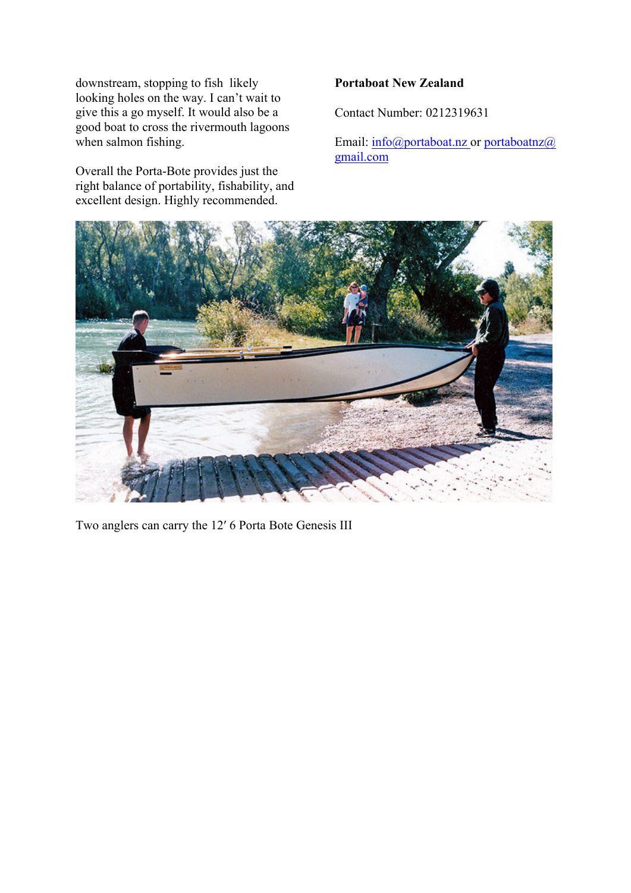downstream, stopping to fish likely looking holes on the way. I can't wait to give this a go myself. It would also be a good boat to cross the rivermouth lagoons when salmon fishing.

Overall the Porta-Bote provides just the right balance of portability, fishability, and excellent design. Highly recommended.

**Portaboat New Zealand**

Contact Number: 0212319631

Email: info@portaboat.nz or portaboatnz@gmail.com

Two anglers can carry the 12′ 6 Porta Bote Genesis III